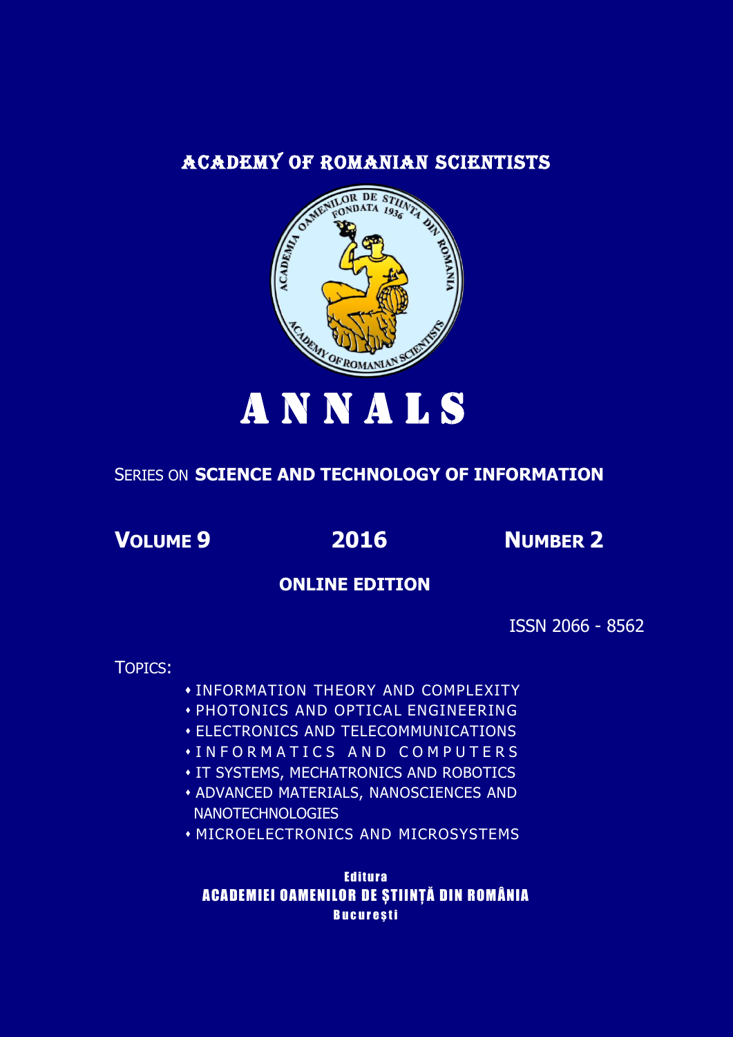# ACADEMY OF ROMANIAN SCIENTISTS

# A N N A L S

## SERIES ON **SCIENCE AND TECHNOLOGY OF INFORMATION**

**VOLUME 9** **2016** **NUMBER 2**

**ONLINE EDITION**

ISSN 2066 - 8562

TOPICS:

- INFORMATION THEORY AND COMPLEXITY
- PHOTONICS AND OPTICAL ENGINEERING
- ELECTRONICS AND TELECOMMUNICATIONS
- INFORMATICS AND COMPUTERS
- IT SYSTEMS, MECHATRONICS AND ROBOTICS
- ADVANCED MATERIALS, NANOSCIENCES AND NANOTECHNOLOGIES
- MICROELECTRONICS AND MICROSYSTEMS

Editura
ACADEMIEI OAMENILOR DE ȘTIINȚĂ DIN ROMÂNIA
București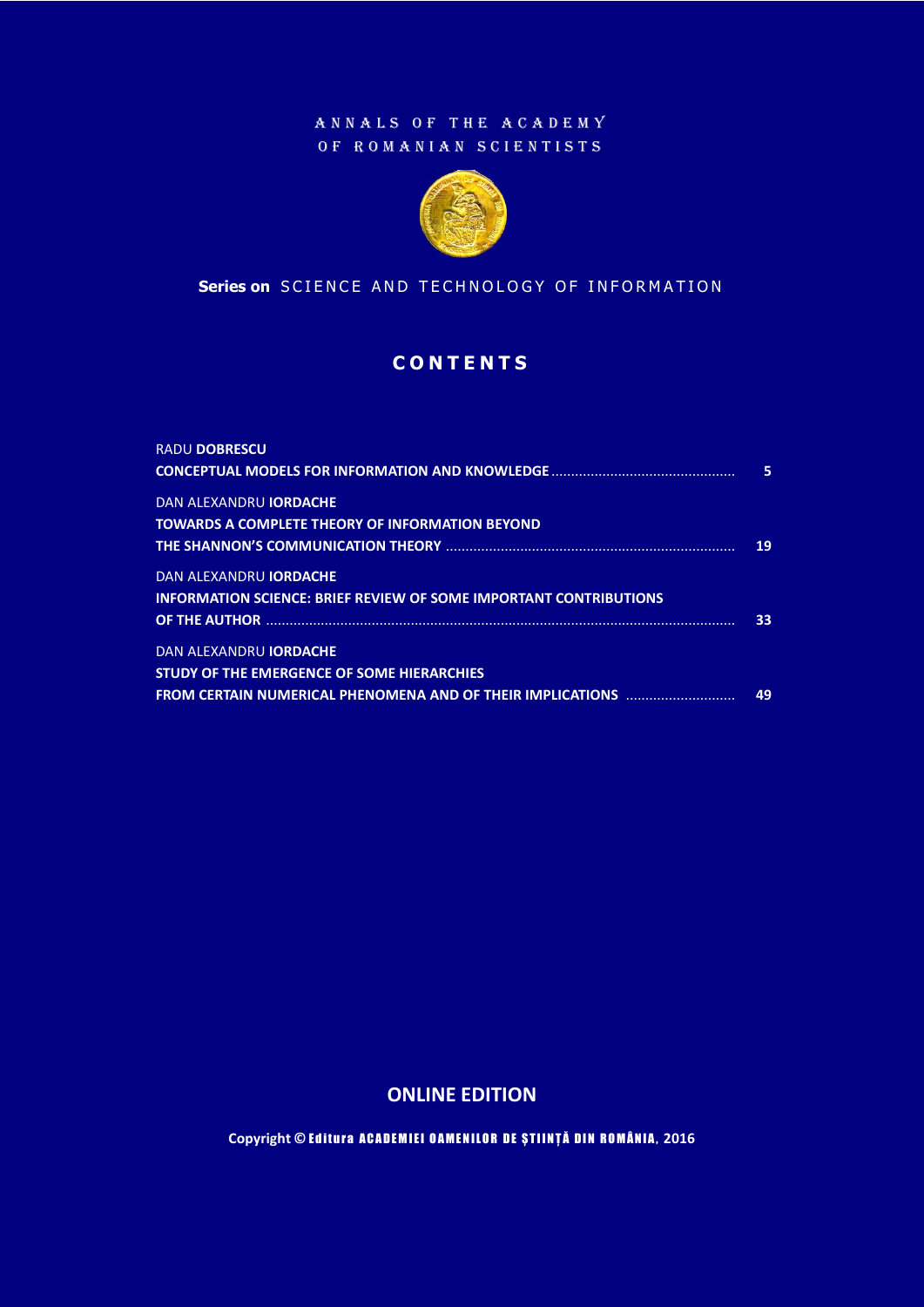ANNALS OF THE ACADEMY
OF ROMANIAN SCIENTISTS

**Series on** SCIENCE AND TECHNOLOGY OF INFORMATION

# CONTENTS

RADU **DOBRESCU**
**CONCEPTUAL MODELS FOR INFORMATION AND KNOWLEDGE** ........................................ **5**

DAN ALEXANDRU **IORDACHE**
**TOWARDS A COMPLETE THEORY OF INFORMATION BEYOND THE SHANNON'S COMMUNICATION THEORY** ........................................ **19**

DAN ALEXANDRU **IORDACHE**
**INFORMATION SCIENCE: BRIEF REVIEW OF SOME IMPORTANT CONTRIBUTIONS OF THE AUTHOR** ........................................ **33**

DAN ALEXANDRU **IORDACHE**
**STUDY OF THE EMERGENCE OF SOME HIERARCHIES FROM CERTAIN NUMERICAL PHENOMENA AND OF THEIR IMPLICATIONS** ........................................ **49**

**ONLINE EDITION**

**Copyright © Editura ACADEMIEI OAMENILOR DE ŞTIINŢĂ DIN ROMÂNIA, 2016**